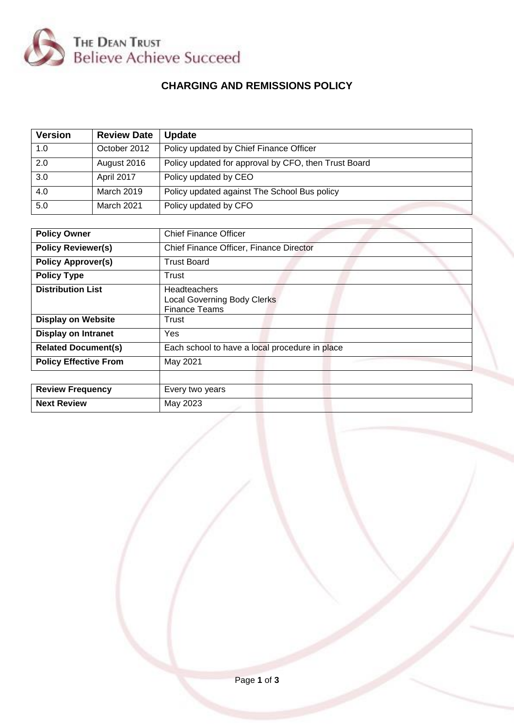The Dean Trust
Believe Achieve Succeed

# CHARGING AND REMISSIONS POLICY

| Version | Review Date | Update |
|---|---|---|
| 1.0 | October 2012 | Policy updated by Chief Finance Officer |
| 2.0 | August 2016 | Policy updated for approval by CFO, then Trust Board |
| 3.0 | April 2017 | Policy updated by CEO |
| 4.0 | March 2019 | Policy updated against The School Bus policy |
| 5.0 | March 2021 | Policy updated by CFO |

| | |
|---|---|
| **Policy Owner** | Chief Finance Officer |
| **Policy Reviewer(s)** | Chief Finance Officer, Finance Director |
| **Policy Approver(s)** | Trust Board |
| **Policy Type** | Trust |
| **Distribution List** | Headteachers<br>Local Governing Body Clerks<br>Finance Teams |
| **Display on Website** | Trust |
| **Display on Intranet** | Yes |
| **Related Document(s)** | Each school to have a local procedure in place |
| **Policy Effective From** | May 2021 |
| | |
| **Review Frequency** | Every two years |
| **Next Review** | May 2023 |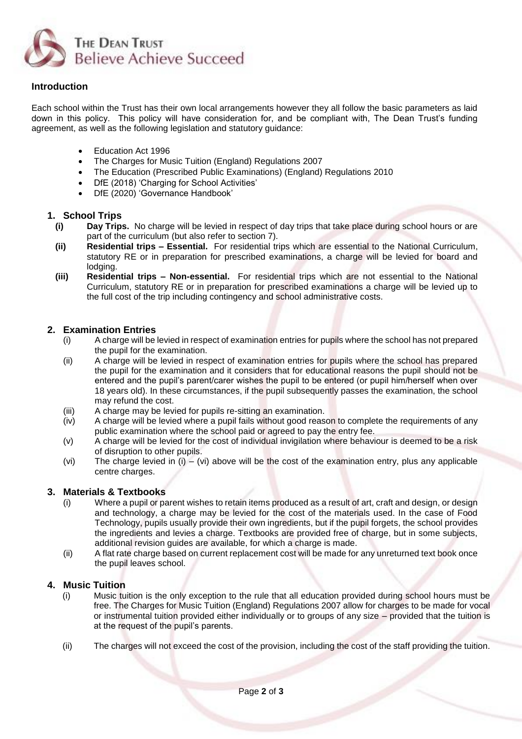## Introduction

Each school within the Trust has their own local arrangements however they all follow the basic parameters as laid down in this policy. This policy will have consideration for, and be compliant with, The Dean Trust's funding agreement, as well as the following legislation and statutory guidance:

- Education Act 1996
- The Charges for Music Tuition (England) Regulations 2007
- The Education (Prescribed Public Examinations) (England) Regulations 2010
- DfE (2018) 'Charging for School Activities'
- DfE (2020) 'Governance Handbook'

### 1. School Trips

- **(i) Day Trips.** No charge will be levied in respect of day trips that take place during school hours or are part of the curriculum (but also refer to section 7).
- **(ii) Residential trips – Essential.** For residential trips which are essential to the National Curriculum, statutory RE or in preparation for prescribed examinations, a charge will be levied for board and lodging.
- **(iii) Residential trips – Non-essential.** For residential trips which are not essential to the National Curriculum, statutory RE or in preparation for prescribed examinations a charge will be levied up to the full cost of the trip including contingency and school administrative costs.

### 2. Examination Entries

- (i) A charge will be levied in respect of examination entries for pupils where the school has not prepared the pupil for the examination.
- (ii) A charge will be levied in respect of examination entries for pupils where the school has prepared the pupil for the examination and it considers that for educational reasons the pupil should not be entered and the pupil's parent/carer wishes the pupil to be entered (or pupil him/herself when over 18 years old). In these circumstances, if the pupil subsequently passes the examination, the school may refund the cost.
- (iii) A charge may be levied for pupils re-sitting an examination.
- (iv) A charge will be levied where a pupil fails without good reason to complete the requirements of any public examination where the school paid or agreed to pay the entry fee.
- (v) A charge will be levied for the cost of individual invigilation where behaviour is deemed to be a risk of disruption to other pupils.
- (vi) The charge levied in (i) – (vi) above will be the cost of the examination entry, plus any applicable centre charges.

### 3. Materials & Textbooks

- (i) Where a pupil or parent wishes to retain items produced as a result of art, craft and design, or design and technology, a charge may be levied for the cost of the materials used. In the case of Food Technology, pupils usually provide their own ingredients, but if the pupil forgets, the school provides the ingredients and levies a charge. Textbooks are provided free of charge, but in some subjects, additional revision guides are available, for which a charge is made.
- (ii) A flat rate charge based on current replacement cost will be made for any unreturned text book once the pupil leaves school.

### 4. Music Tuition

- (i) Music tuition is the only exception to the rule that all education provided during school hours must be free. The Charges for Music Tuition (England) Regulations 2007 allow for charges to be made for vocal or instrumental tuition provided either individually or to groups of any size – provided that the tuition is at the request of the pupil's parents.
- (ii) The charges will not exceed the cost of the provision, including the cost of the staff providing the tuition.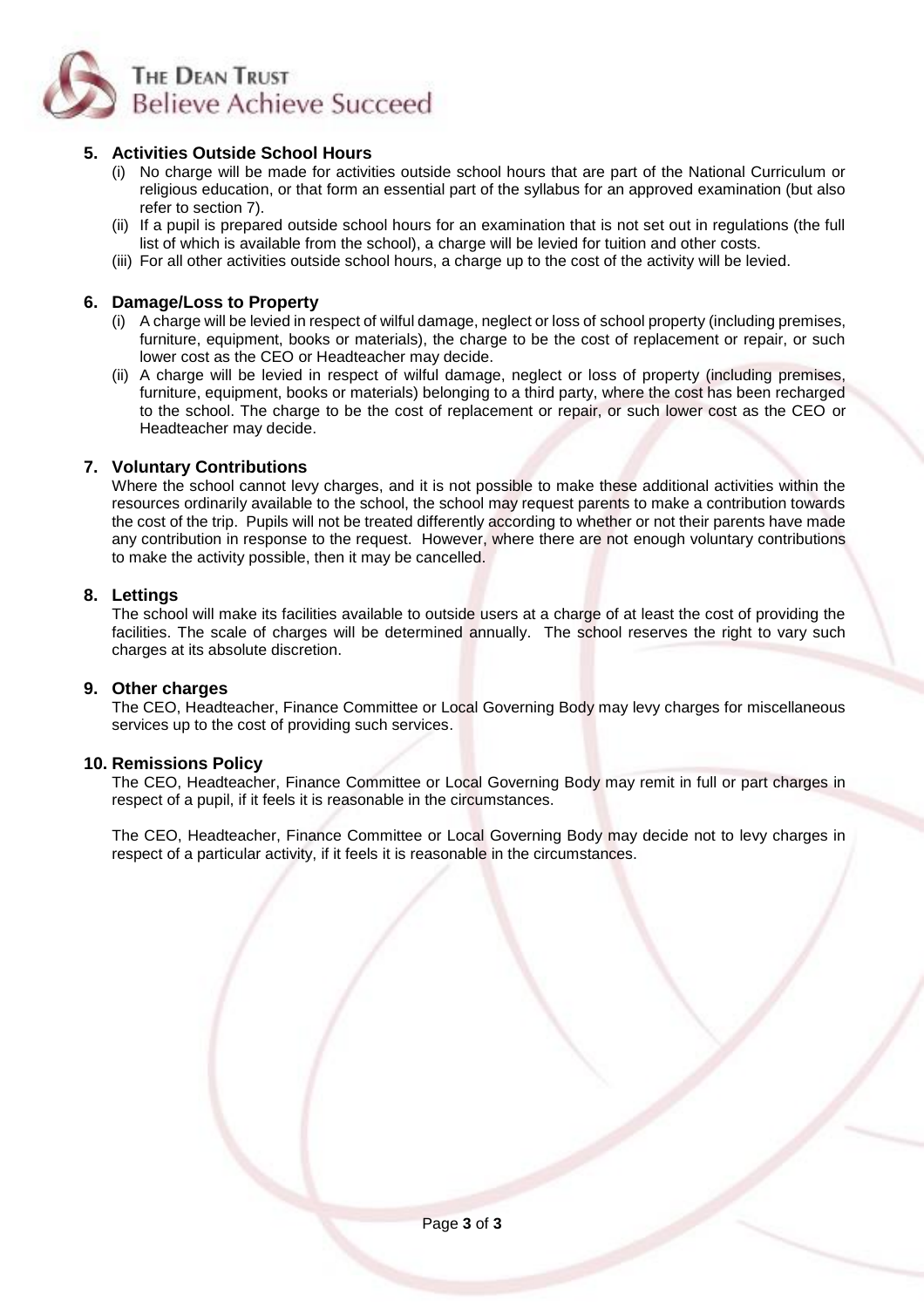## 5. Activities Outside School Hours

(i) No charge will be made for activities outside school hours that are part of the National Curriculum or religious education, or that form an essential part of the syllabus for an approved examination (but also refer to section 7).

(ii) If a pupil is prepared outside school hours for an examination that is not set out in regulations (the full list of which is available from the school), a charge will be levied for tuition and other costs.

(iii) For all other activities outside school hours, a charge up to the cost of the activity will be levied.

## 6. Damage/Loss to Property

(i) A charge will be levied in respect of wilful damage, neglect or loss of school property (including premises, furniture, equipment, books or materials), the charge to be the cost of replacement or repair, or such lower cost as the CEO or Headteacher may decide.

(ii) A charge will be levied in respect of wilful damage, neglect or loss of property (including premises, furniture, equipment, books or materials) belonging to a third party, where the cost has been recharged to the school. The charge to be the cost of replacement or repair, or such lower cost as the CEO or Headteacher may decide.

## 7. Voluntary Contributions

Where the school cannot levy charges, and it is not possible to make these additional activities within the resources ordinarily available to the school, the school may request parents to make a contribution towards the cost of the trip. Pupils will not be treated differently according to whether or not their parents have made any contribution in response to the request. However, where there are not enough voluntary contributions to make the activity possible, then it may be cancelled.

## 8. Lettings

The school will make its facilities available to outside users at a charge of at least the cost of providing the facilities. The scale of charges will be determined annually. The school reserves the right to vary such charges at its absolute discretion.

## 9. Other charges

The CEO, Headteacher, Finance Committee or Local Governing Body may levy charges for miscellaneous services up to the cost of providing such services.

## 10. Remissions Policy

The CEO, Headteacher, Finance Committee or Local Governing Body may remit in full or part charges in respect of a pupil, if it feels it is reasonable in the circumstances.

The CEO, Headteacher, Finance Committee or Local Governing Body may decide not to levy charges in respect of a particular activity, if it feels it is reasonable in the circumstances.